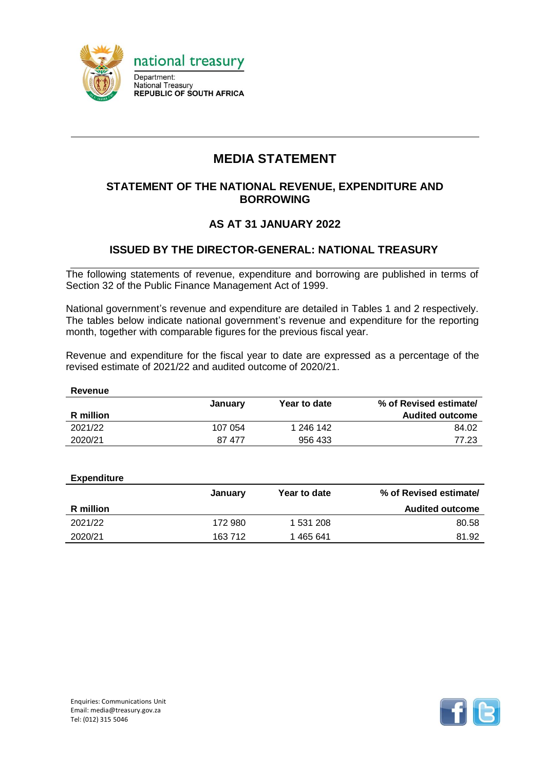national treasury

Department:
National Treasury
**REPUBLIC OF SOUTH AFRICA**

# MEDIA STATEMENT

## STATEMENT OF THE NATIONAL REVENUE, EXPENDITURE AND BORROWING

## AS AT 31 JANUARY 2022

## ISSUED BY THE DIRECTOR-GENERAL: NATIONAL TREASURY

The following statements of revenue, expenditure and borrowing are published in terms of Section 32 of the Public Finance Management Act of 1999.

National government's revenue and expenditure are detailed in Tables 1 and 2 respectively. The tables below indicate national government's revenue and expenditure for the reporting month, together with comparable figures for the previous fiscal year.

Revenue and expenditure for the fiscal year to date are expressed as a percentage of the revised estimate of 2021/22 and audited outcome of 2020/21.

**Revenue**

| R million | January | Year to date | % of Revised estimate/ Audited outcome |
|---|---|---|---|
| 2021/22 | 107 054 | 1 246 142 | 84.02 |
| 2020/21 | 87 477 | 956 433 | 77.23 |

**Expenditure**

| R million | January | Year to date | % of Revised estimate/ Audited outcome |
|---|---|---|---|
| 2021/22 | 172 980 | 1 531 208 | 80.58 |
| 2020/21 | 163 712 | 1 465 641 | 81.92 |

Enquiries: Communications Unit
Email: media@treasury.gov.za
Tel: (012) 315 5046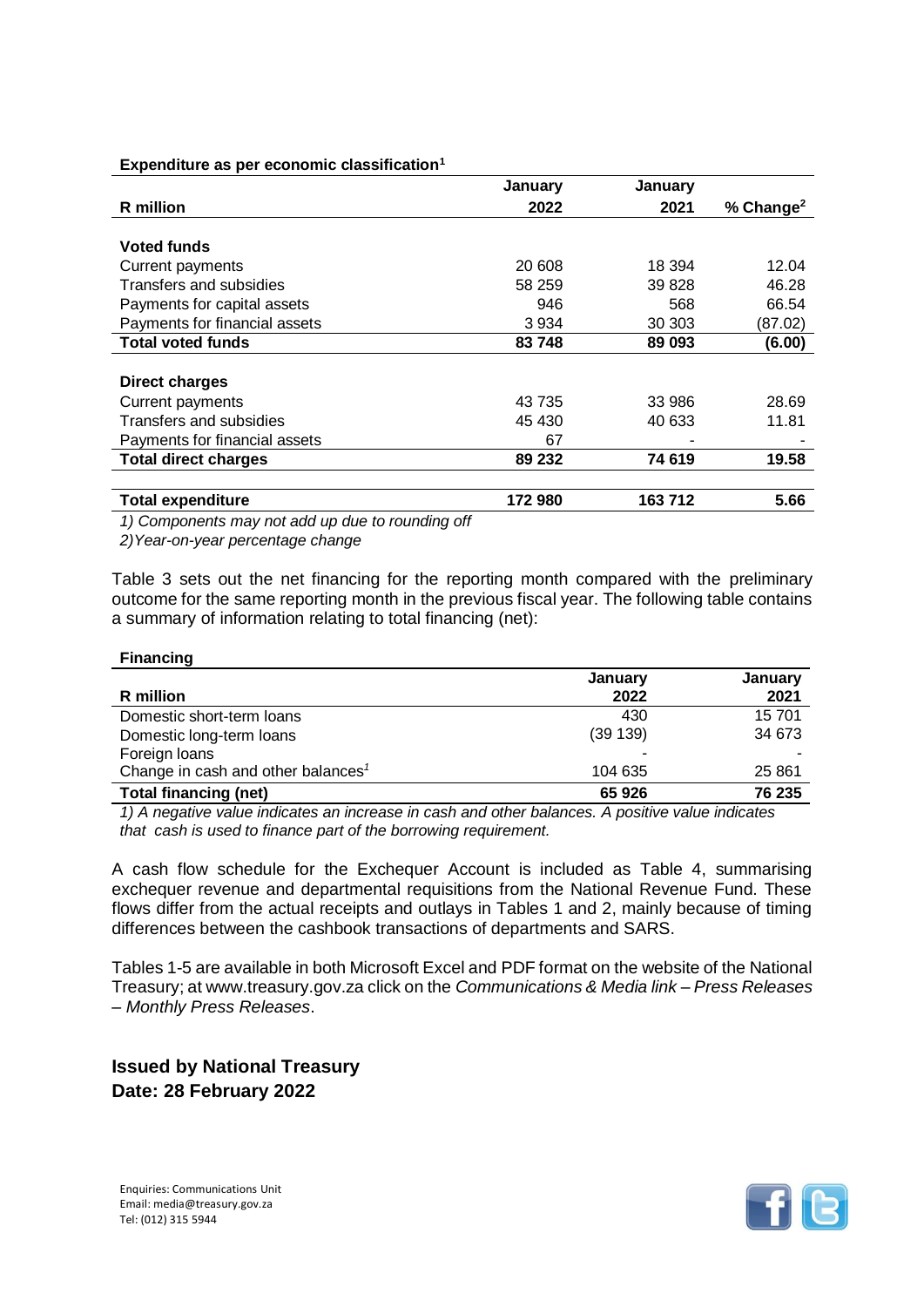**Expenditure as per economic classification[1]**

| R million | January 2022 | January 2021 | % Change[2] |
|---|---|---|---|
| **Voted funds** | | | |
| Current payments | 20 608 | 18 394 | 12.04 |
| Transfers and subsidies | 58 259 | 39 828 | 46.28 |
| Payments for capital assets | 946 | 568 | 66.54 |
| Payments for financial assets | 3 934 | 30 303 | (87.02) |
| **Total voted funds** | **83 748** | **89 093** | **(6.00)** |
| **Direct charges** | | | |
| Current payments | 43 735 | 33 986 | 28.69 |
| Transfers and subsidies | 45 430 | 40 633 | 11.81 |
| Payments for financial assets | 67 | - | - |
| **Total direct charges** | **89 232** | **74 619** | **19.58** |
| **Total expenditure** | **172 980** | **163 712** | **5.66** |

*1) Components may not add up due to rounding off*
*2)Year-on-year percentage change*

Table 3 sets out the net financing for the reporting month compared with the preliminary outcome for the same reporting month in the previous fiscal year. The following table contains a summary of information relating to total financing (net):

**Financing**

| R million | January 2022 | January 2021 |
|---|---|---|
| Domestic short-term loans | 430 | 15 701 |
| Domestic long-term loans | (39 139) | 34 673 |
| Foreign loans | - | - |
| Change in cash and other balances[1] | 104 635 | 25 861 |
| **Total financing (net)** | **65 926** | **76 235** |

*1) A negative value indicates an increase in cash and other balances. A positive value indicates that cash is used to finance part of the borrowing requirement.*

A cash flow schedule for the Exchequer Account is included as Table 4, summarising exchequer revenue and departmental requisitions from the National Revenue Fund. These flows differ from the actual receipts and outlays in Tables 1 and 2, mainly because of timing differences between the cashbook transactions of departments and SARS.

Tables 1-5 are available in both Microsoft Excel and PDF format on the website of the National Treasury; at www.treasury.gov.za click on the *Communications & Media link – Press Releases – Monthly Press Releases*.

**Issued by National Treasury**
**Date: 28 February 2022**

Enquiries: Communications Unit
Email: media@treasury.gov.za
Tel: (012) 315 5944